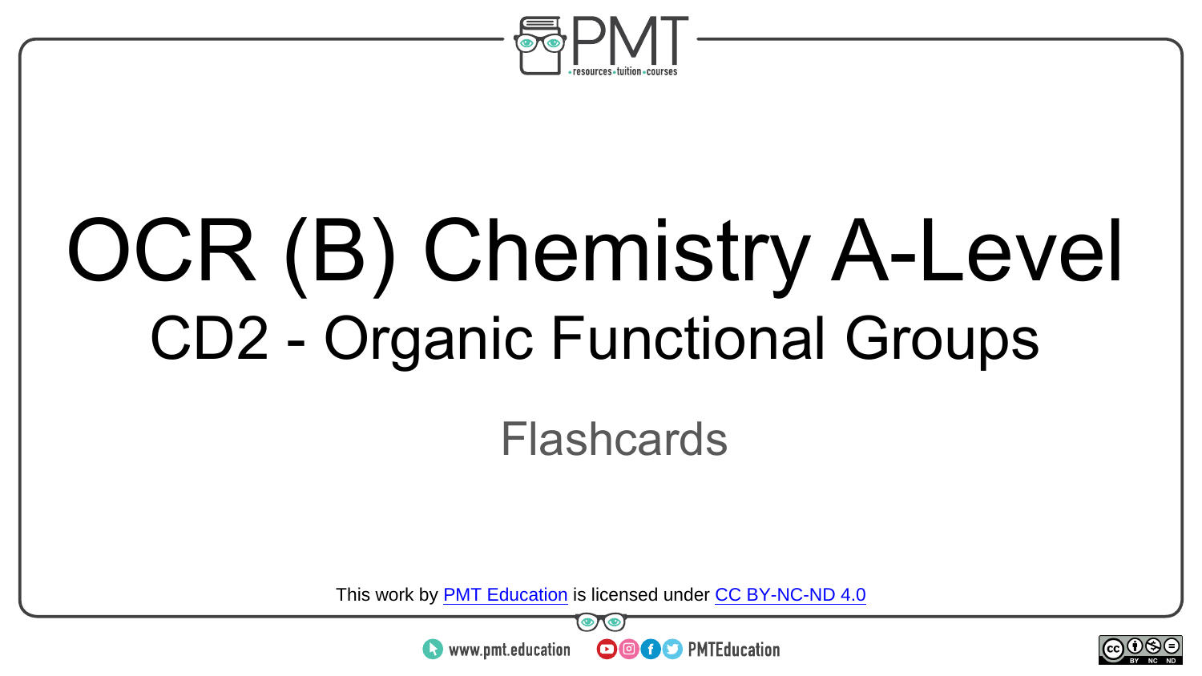# OCR (B) Chemistry A-Level

## CD2 - Organic Functional Groups

Flashcards

This work by PMT Education is licensed under CC BY-NC-ND 4.0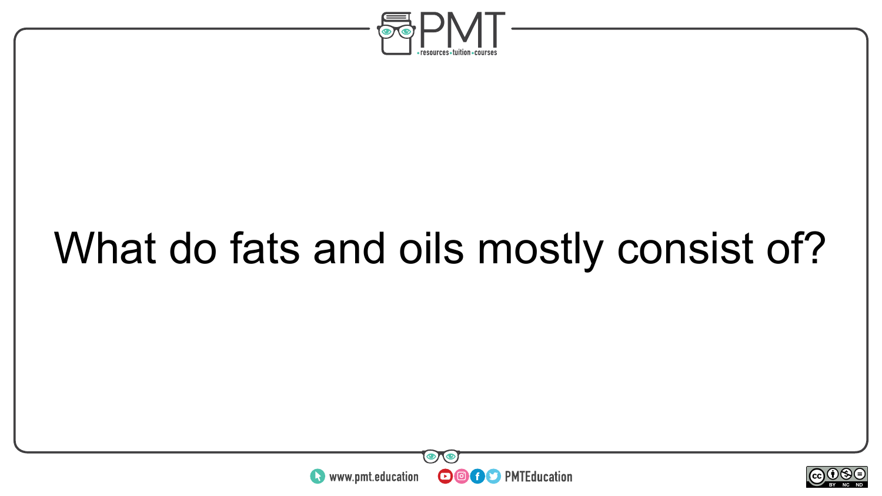What do fats and oils mostly consist of?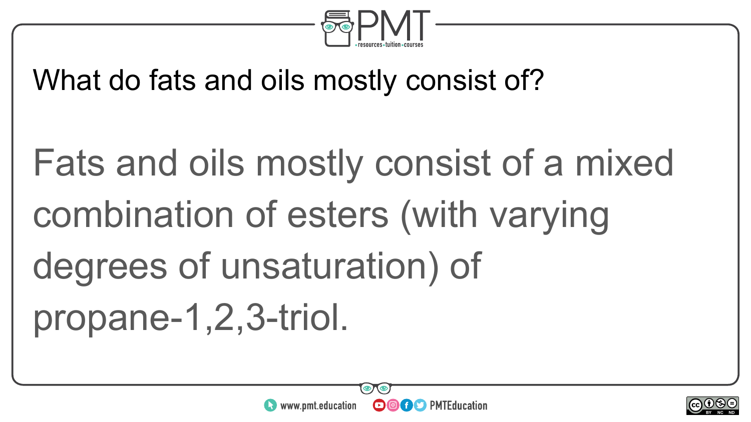What do fats and oils mostly consist of?

Fats and oils mostly consist of a mixed combination of esters (with varying degrees of unsaturation) of propane-1,2,3-triol.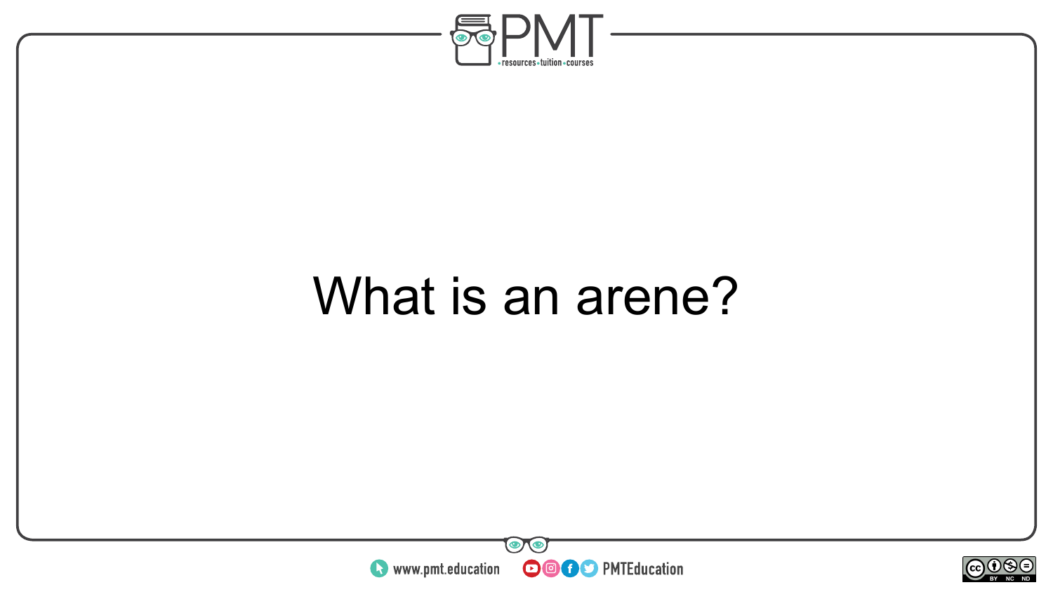What is an arene?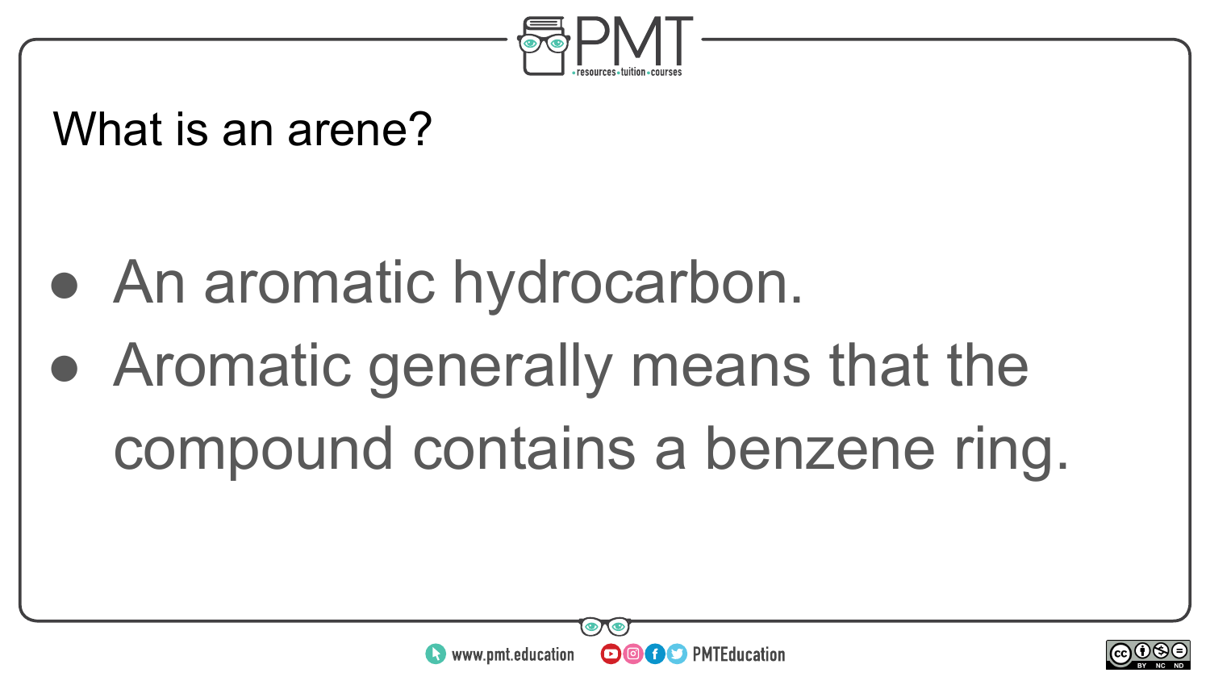What is an arene?

- An aromatic hydrocarbon.
- Aromatic generally means that the compound contains a benzene ring.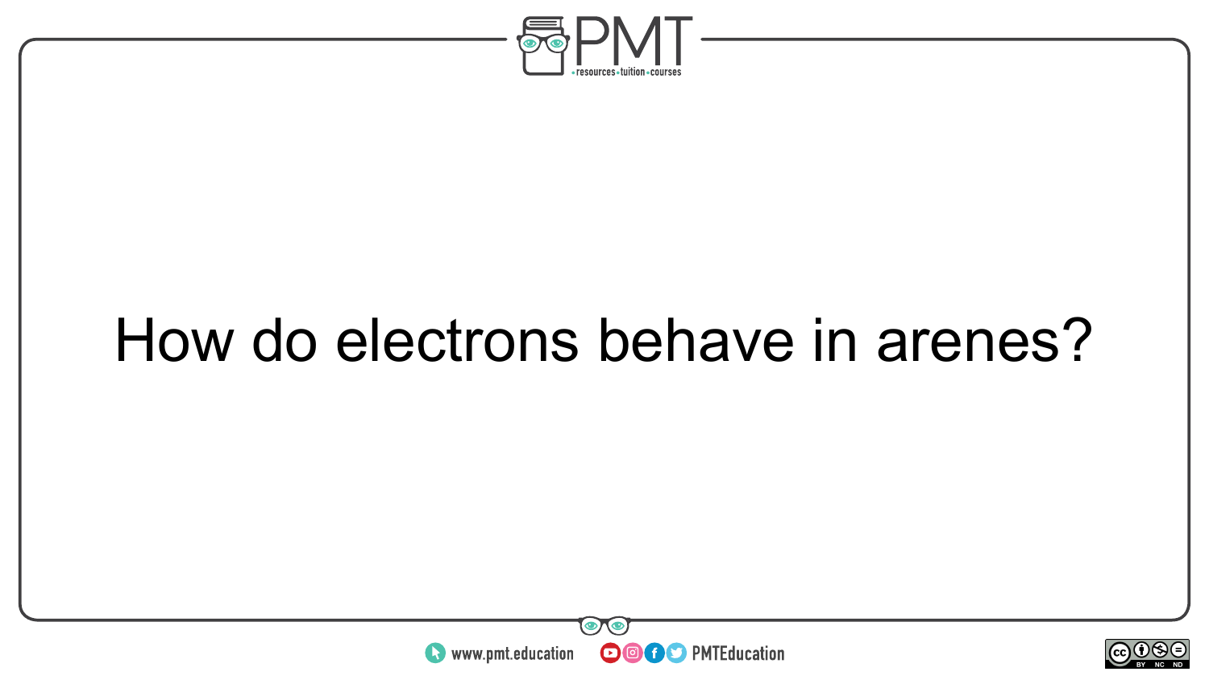How do electrons behave in arenes?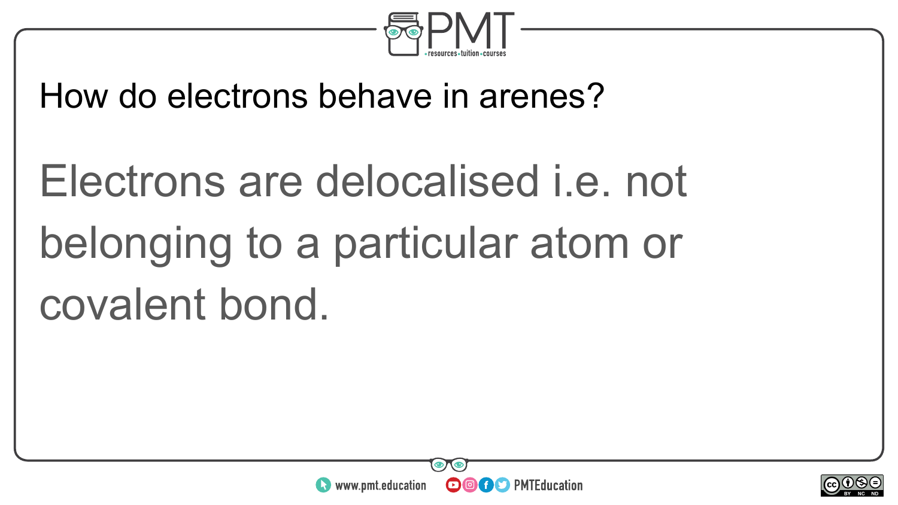How do electrons behave in arenes?

Electrons are delocalised i.e. not belonging to a particular atom or covalent bond.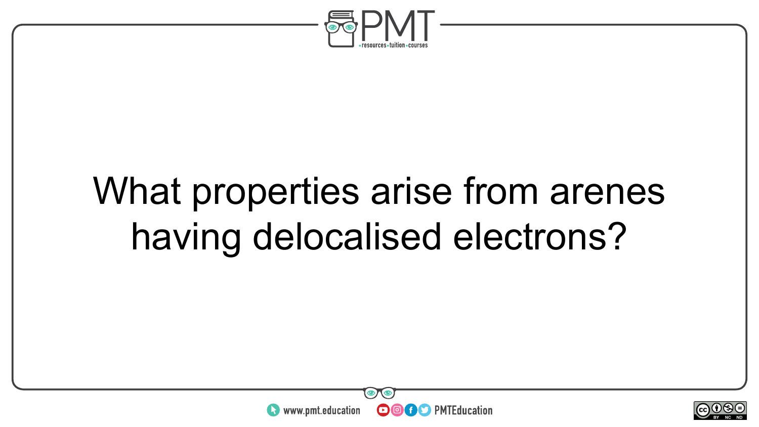What properties arise from arenes having delocalised electrons?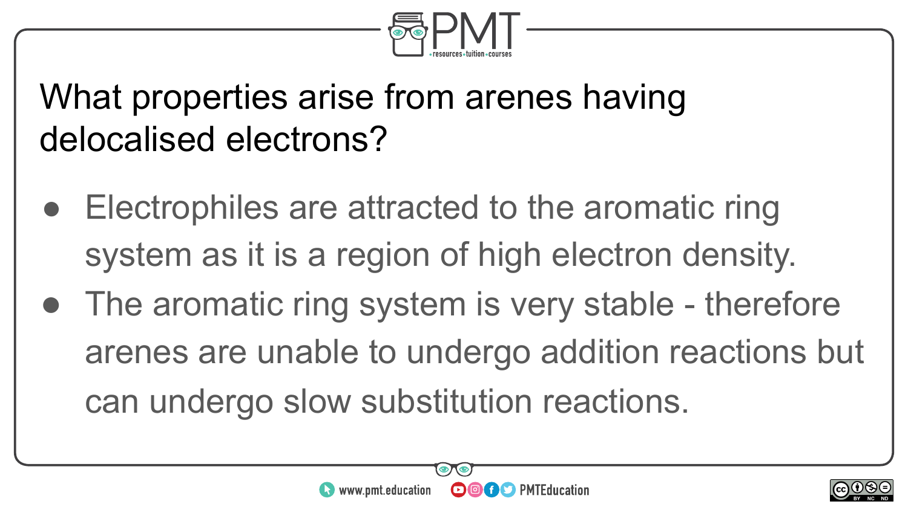## What properties arise from arenes having delocalised electrons?

- Electrophiles are attracted to the aromatic ring system as it is a region of high electron density.
- The aromatic ring system is very stable - therefore arenes are unable to undergo addition reactions but can undergo slow substitution reactions.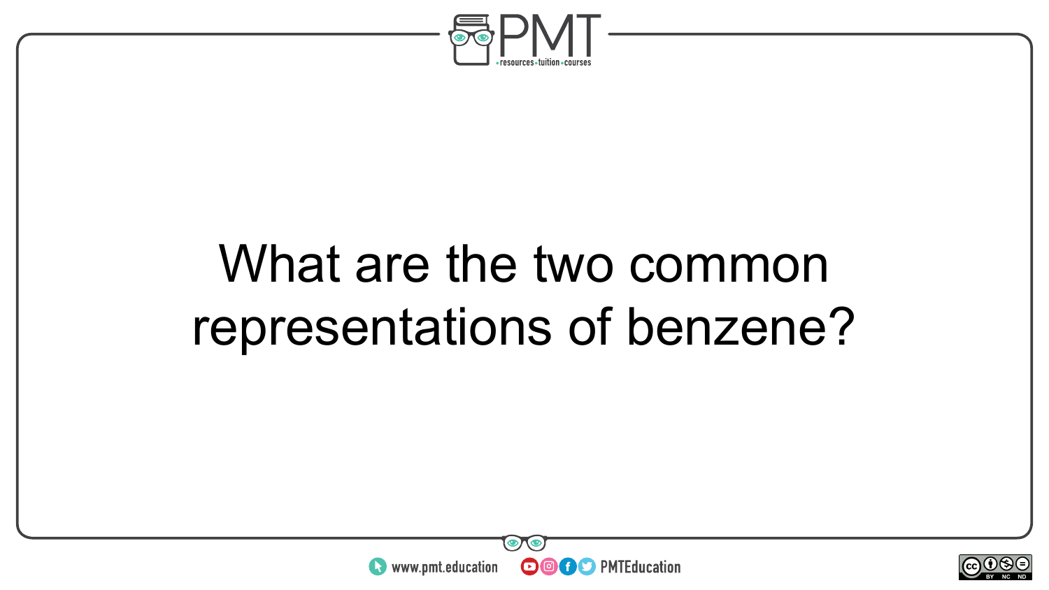What are the two common representations of benzene?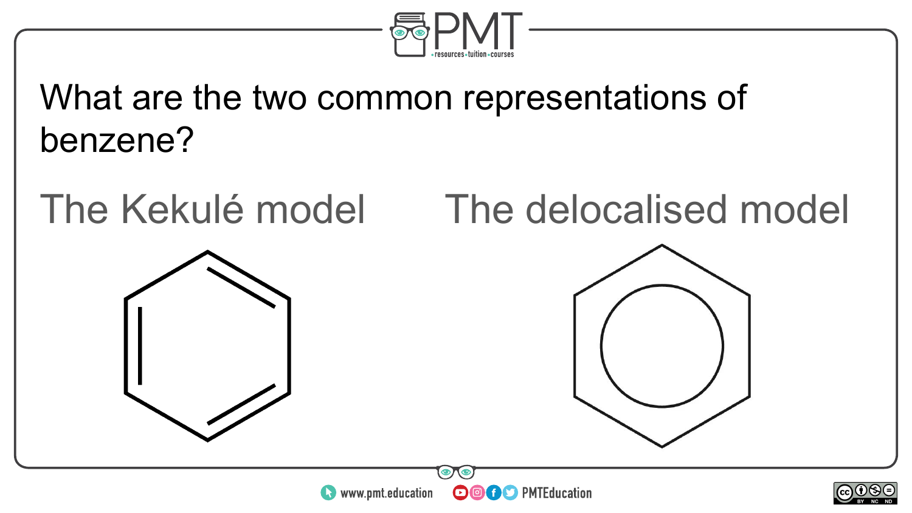What are the two common representations of benzene?

The Kekulé model

The delocalised model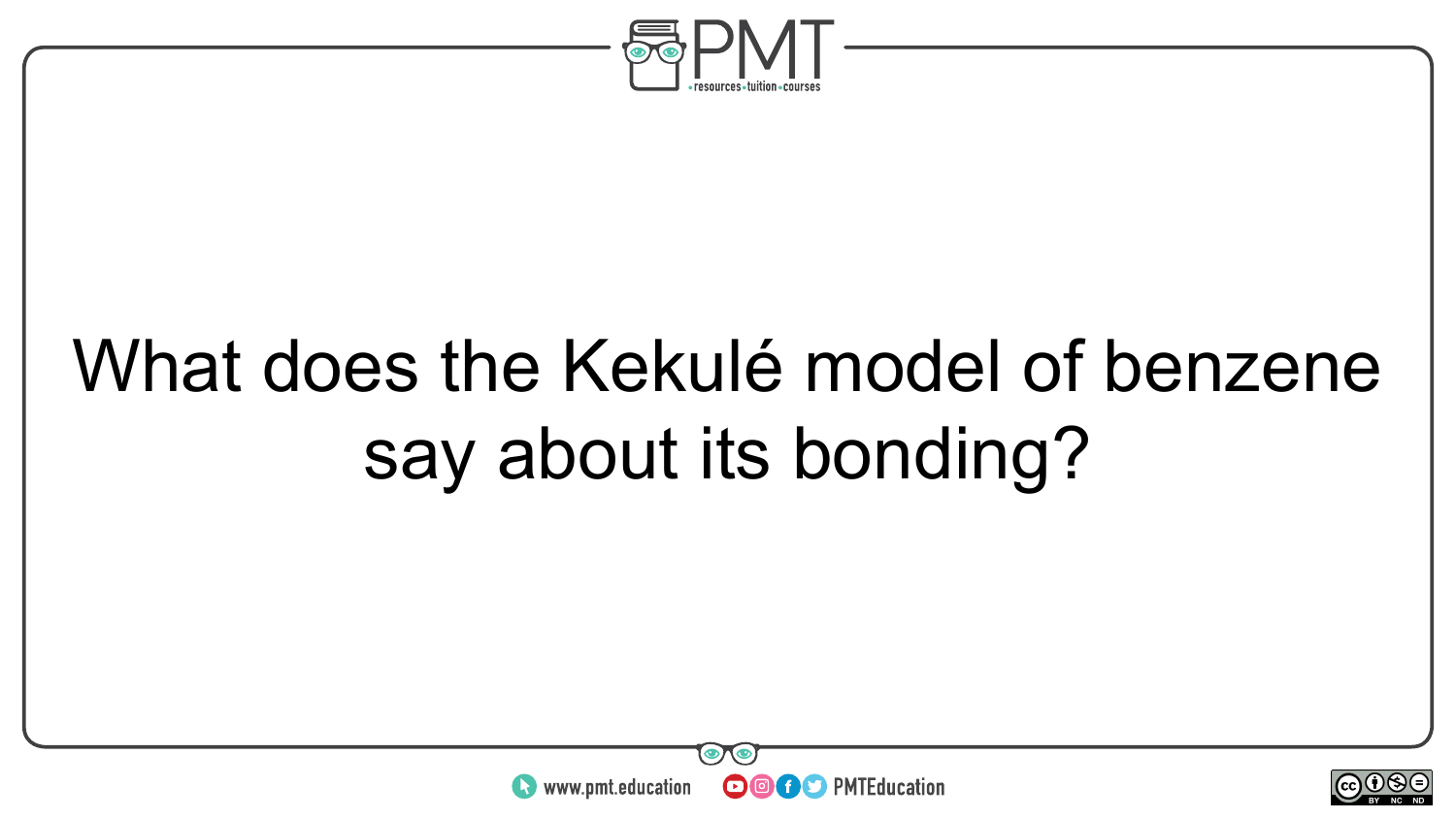What does the Kekulé model of benzene say about its bonding?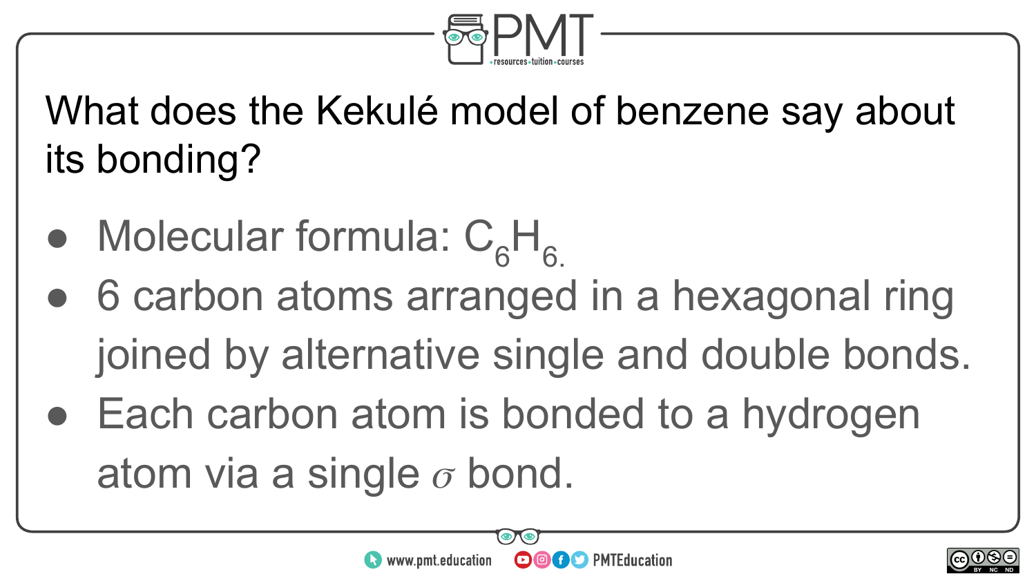What does the Kekulé model of benzene say about its bonding?

- Molecular formula: $C_6H_6$.
- 6 carbon atoms arranged in a hexagonal ring joined by alternative single and double bonds.
- Each carbon atom is bonded to a hydrogen atom via a single $\sigma$ bond.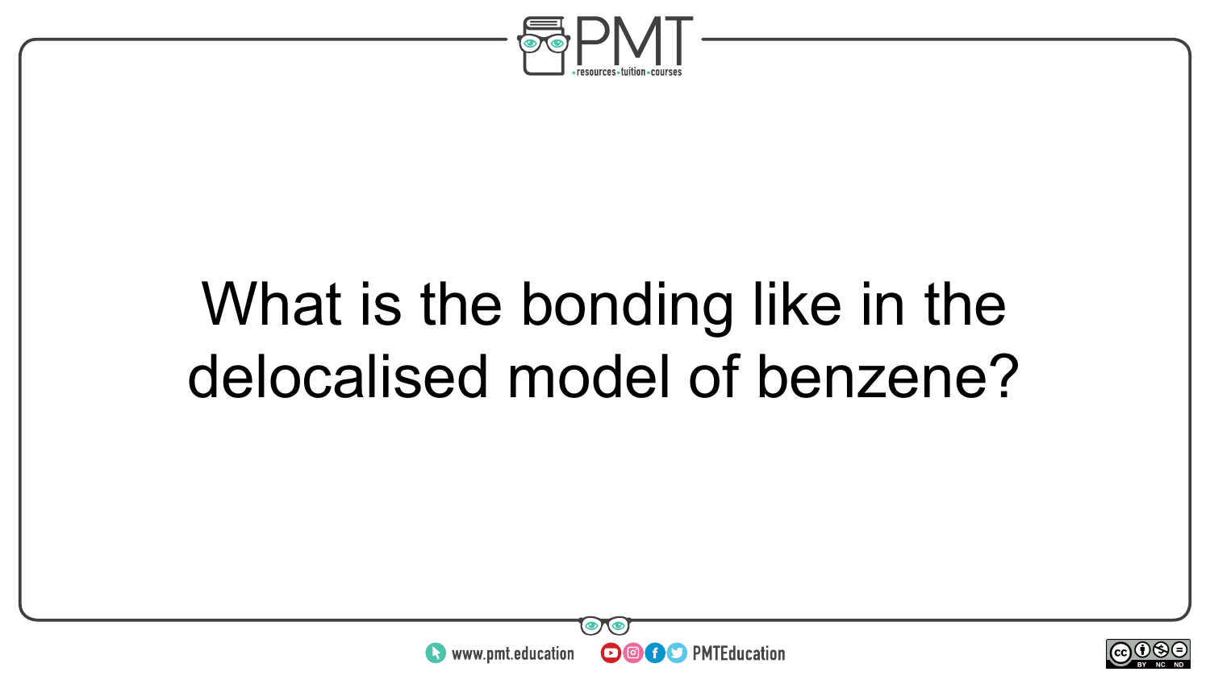What is the bonding like in the delocalised model of benzene?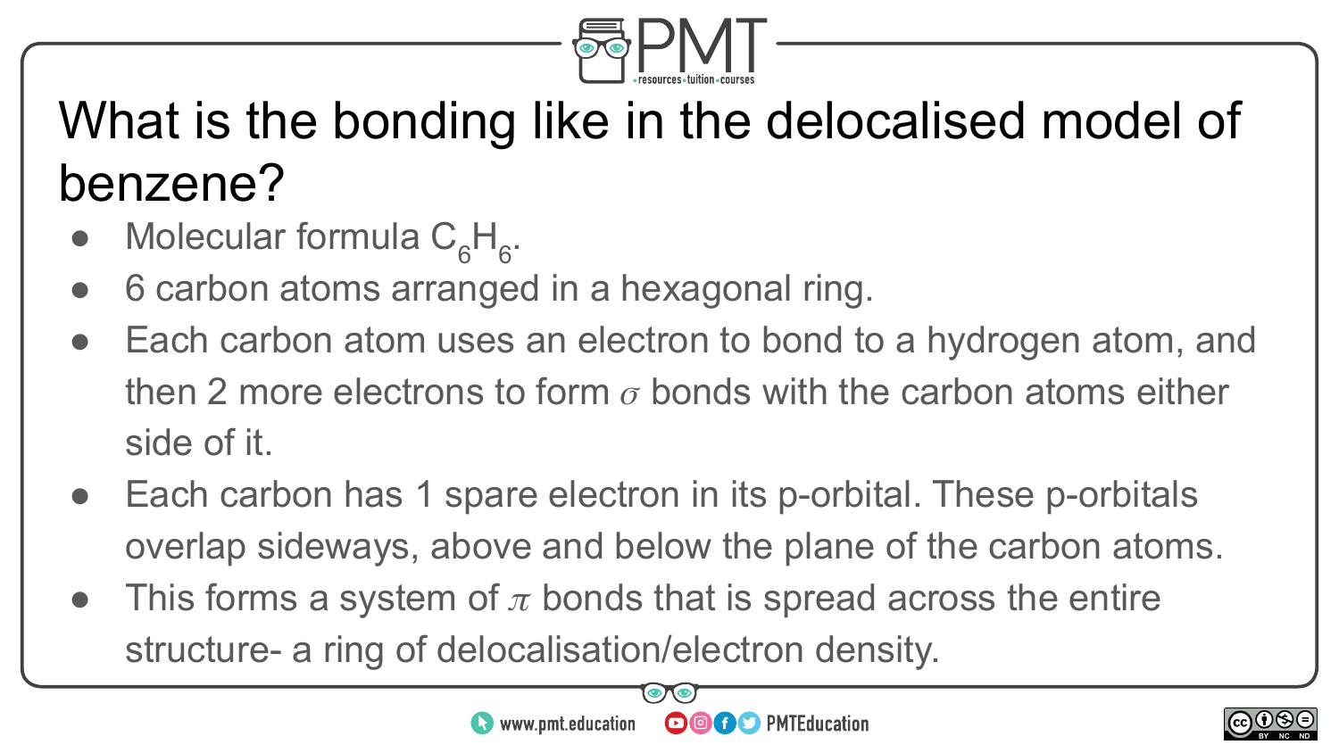# What is the bonding like in the delocalised model of benzene?

- Molecular formula $C_6H_6$.
- 6 carbon atoms arranged in a hexagonal ring.
- Each carbon atom uses an electron to bond to a hydrogen atom, and then 2 more electrons to form $\sigma$ bonds with the carbon atoms either side of it.
- Each carbon has 1 spare electron in its p-orbital. These p-orbitals overlap sideways, above and below the plane of the carbon atoms.
- This forms a system of $\pi$ bonds that is spread across the entire structure- a ring of delocalisation/electron density.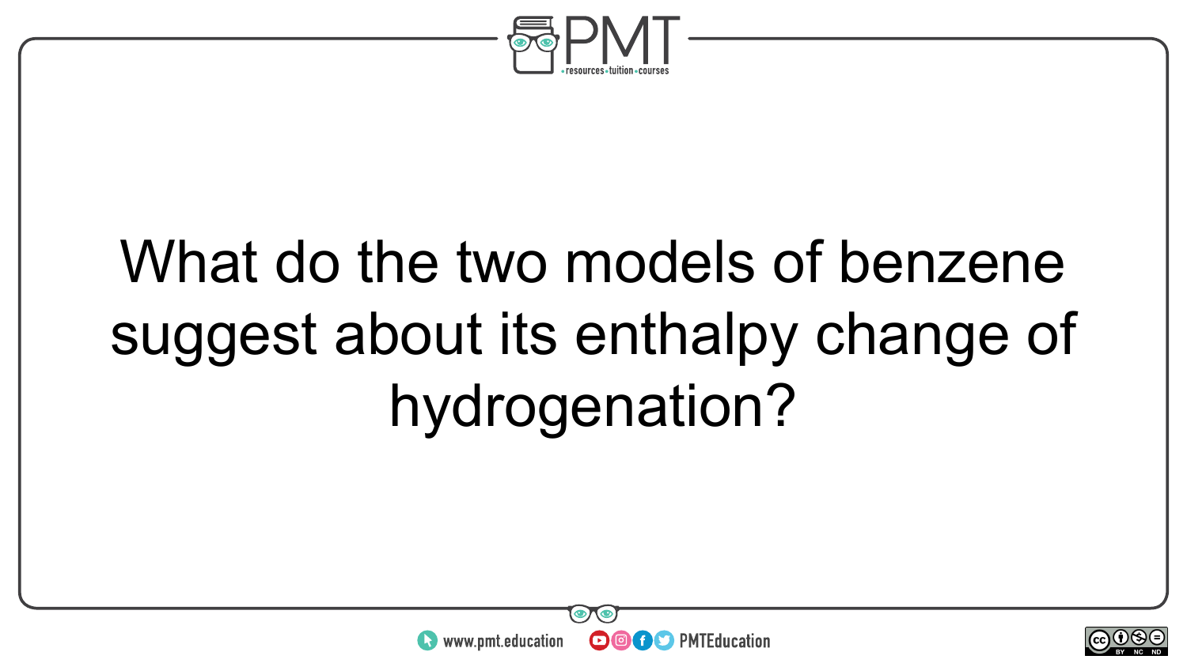What do the two models of benzene suggest about its enthalpy change of hydrogenation?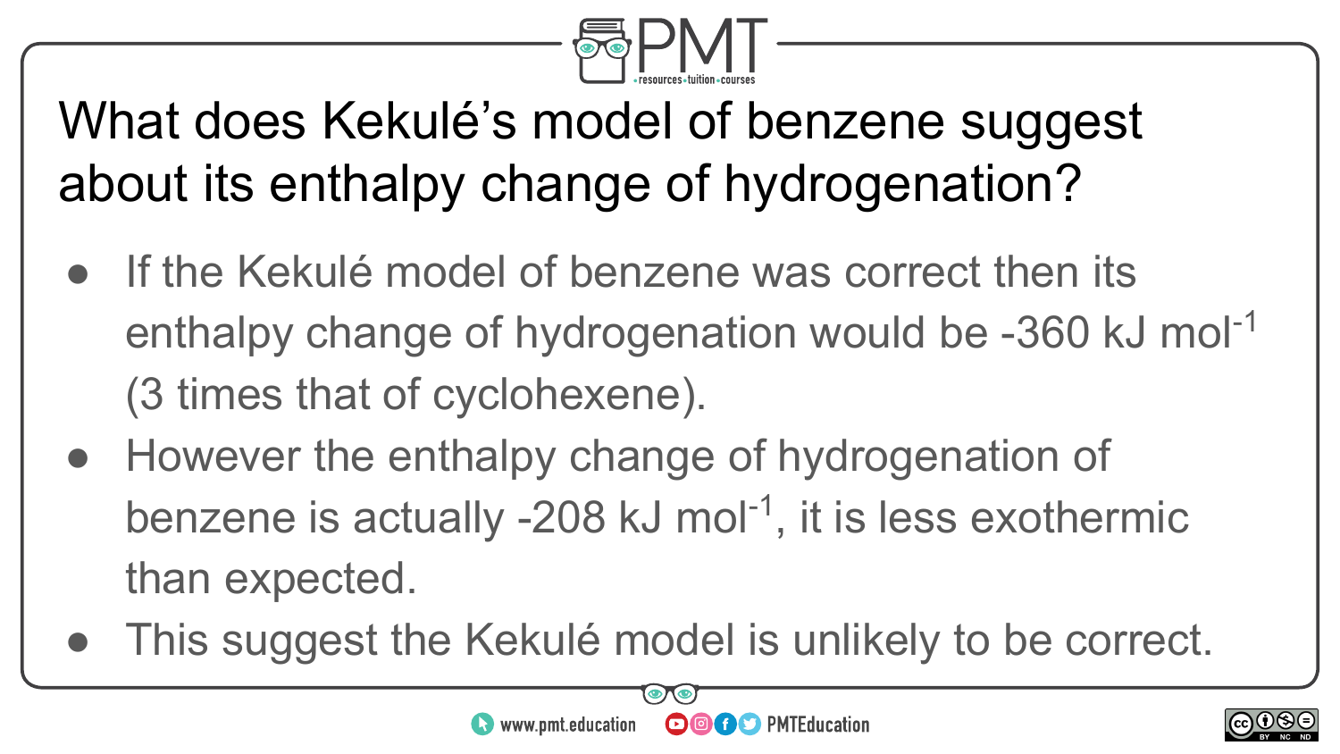# What does Kekulé's model of benzene suggest about its enthalpy change of hydrogenation?

- If the Kekulé model of benzene was correct then its enthalpy change of hydrogenation would be -360 kJ $mol^{-1}$ (3 times that of cyclohexene).
- However the enthalpy change of hydrogenation of benzene is actually -208 kJ $mol^{-1}$, it is less exothermic than expected.
- This suggest the Kekulé model is unlikely to be correct.